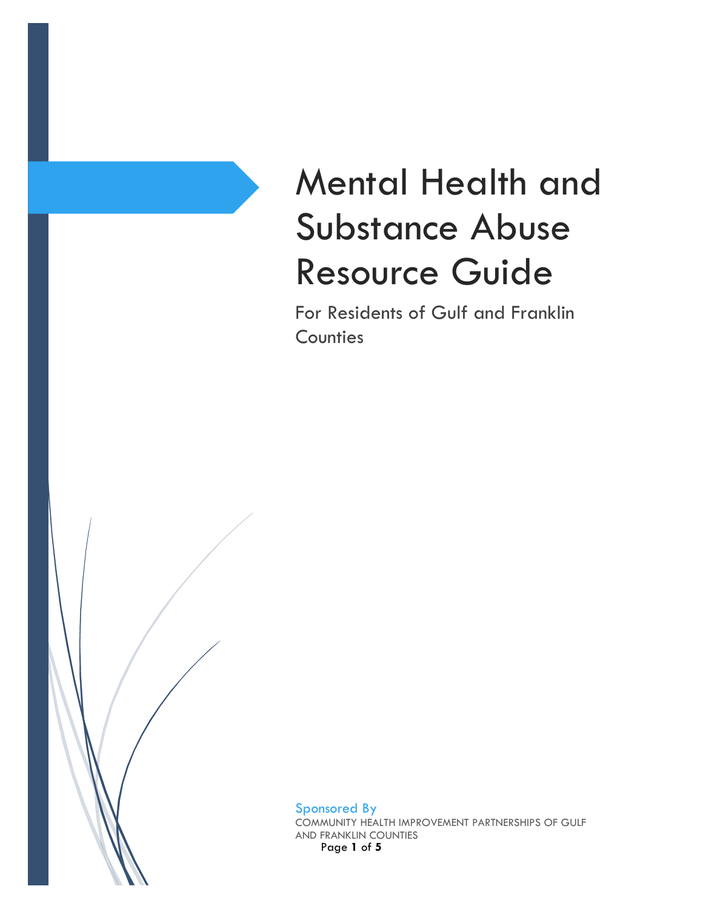# Mental Health and Substance Abuse Resource Guide

For Residents of Gulf and Franklin Counties

Sponsored By

COMMUNITY HEALTH IMPROVEMENT PARTNERSHIPS OF GULF AND FRANKLIN COUNTIES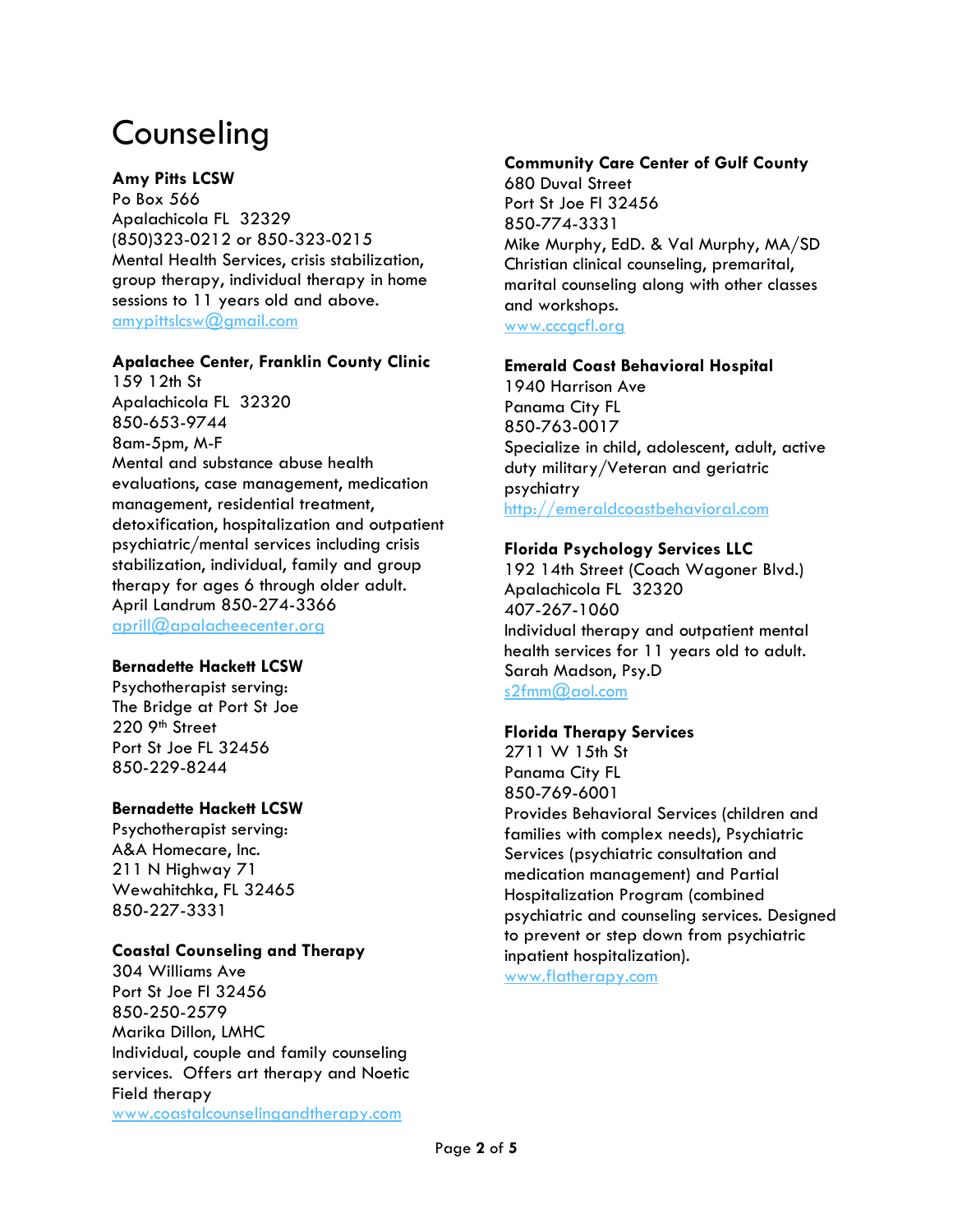# Counseling

**Amy Pitts LCSW**
Po Box 566
Apalachicola FL 32329
(850)323-0212 or 850-323-0215
Mental Health Services, crisis stabilization, group therapy, individual therapy in home sessions to 11 years old and above.
amypittslcsw@gmail.com

**Apalachee Center, Franklin County Clinic**
159 12th St
Apalachicola FL 32320
850-653-9744
8am-5pm, M-F
Mental and substance abuse health evaluations, case management, medication management, residential treatment, detoxification, hospitalization and outpatient psychiatric/mental services including crisis stabilization, individual, family and group therapy for ages 6 through older adult.
April Landrum 850-274-3366
aprill@apalacheecenter.org

**Bernadette Hackett LCSW**
Psychotherapist serving:
The Bridge at Port St Joe
220 9th Street
Port St Joe FL 32456
850-229-8244

**Bernadette Hackett LCSW**
Psychotherapist serving:
A&A Homecare, Inc.
211 N Highway 71
Wewahitchka, FL 32465
850-227-3331

**Coastal Counseling and Therapy**
304 Williams Ave
Port St Joe Fl 32456
850-250-2579
Marika Dillon, LMHC
Individual, couple and family counseling services. Offers art therapy and Noetic Field therapy
www.coastalcounselingandtherapy.com

**Community Care Center of Gulf County**
680 Duval Street
Port St Joe Fl 32456
850-774-3331
Mike Murphy, EdD. & Val Murphy, MA/SD
Christian clinical counseling, premarital, marital counseling along with other classes and workshops.
www.cccgcfl.org

**Emerald Coast Behavioral Hospital**
1940 Harrison Ave
Panama City FL
850-763-0017
Specialize in child, adolescent, adult, active duty military/Veteran and geriatric psychiatry
http://emeraldcoastbehavioral.com

**Florida Psychology Services LLC**
192 14th Street (Coach Wagoner Blvd.)
Apalachicola FL 32320
407-267-1060
Individual therapy and outpatient mental health services for 11 years old to adult.
Sarah Madson, Psy.D
s2fmm@aol.com

**Florida Therapy Services**
2711 W 15th St
Panama City FL
850-769-6001
Provides Behavioral Services (children and families with complex needs), Psychiatric Services (psychiatric consultation and medication management) and Partial Hospitalization Program (combined psychiatric and counseling services. Designed to prevent or step down from psychiatric inpatient hospitalization).
www.flatherapy.com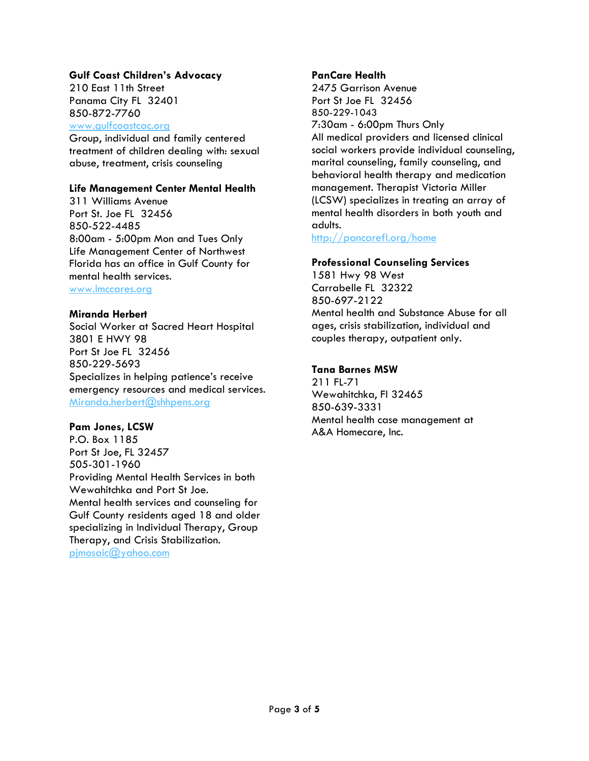**Gulf Coast Children's Advocacy**
210 East 11th Street
Panama City FL 32401
850-872-7760
www.gulfcoastcac.org
Group, individual and family centered treatment of children dealing with: sexual abuse, treatment, crisis counseling

**Life Management Center Mental Health**
311 Williams Avenue
Port St. Joe FL 32456
850-522-4485
8:00am - 5:00pm Mon and Tues Only
Life Management Center of Northwest Florida has an office in Gulf County for mental health services.
www.lmccares.org

**Miranda Herbert**
Social Worker at Sacred Heart Hospital
3801 E HWY 98
Port St Joe FL 32456
850-229-5693
Specializes in helping patience's receive emergency resources and medical services.
Miranda.herbert@shhpens.org

**Pam Jones, LCSW**
P.O. Box 1185
Port St Joe, FL 32457
505-301-1960
Providing Mental Health Services in both Wewahitchka and Port St Joe.
Mental health services and counseling for Gulf County residents aged 18 and older specializing in Individual Therapy, Group Therapy, and Crisis Stabilization.
pjmosaic@yahoo.com

**PanCare Health**
2475 Garrison Avenue
Port St Joe FL 32456
850-229-1043
7:30am - 6:00pm Thurs Only
All medical providers and licensed clinical social workers provide individual counseling, marital counseling, family counseling, and behavioral health therapy and medication management. Therapist Victoria Miller (LCSW) specializes in treating an array of mental health disorders in both youth and adults.
http://pancarefl.org/home

**Professional Counseling Services**
1581 Hwy 98 West
Carrabelle FL 32322
850-697-2122
Mental health and Substance Abuse for all ages, crisis stabilization, individual and couples therapy, outpatient only.

**Tana Barnes MSW**
211 FL-71
Wewahitchka, Fl 32465
850-639-3331
Mental health case management at A&A Homecare, Inc.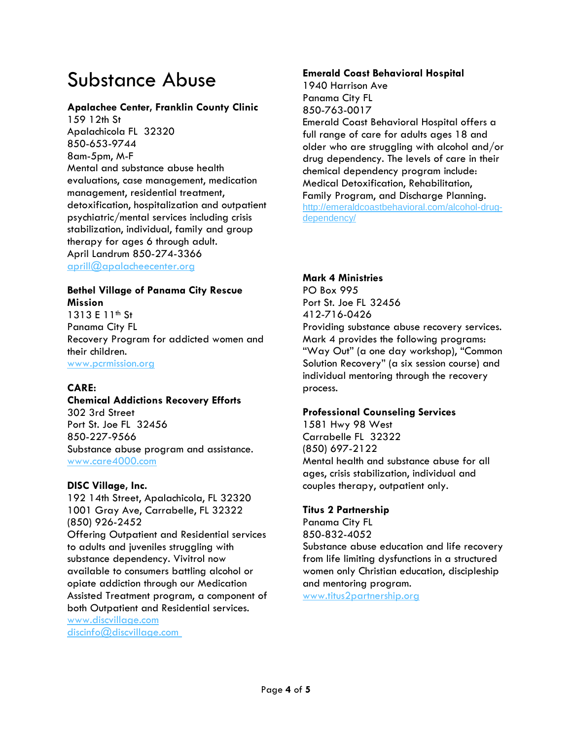# Substance Abuse

**Apalachee Center, Franklin County Clinic**
159 12th St
Apalachicola FL 32320
850-653-9744
8am-5pm, M-F
Mental and substance abuse health evaluations, case management, medication management, residential treatment, detoxification, hospitalization and outpatient psychiatric/mental services including crisis stabilization, individual, family and group therapy for ages 6 through adult.
April Landrum 850-274-3366
aprill@apalacheecenter.org

**Bethel Village of Panama City Rescue Mission**
1313 E 11th St
Panama City FL
Recovery Program for addicted women and their children.
www.pcrmission.org

**CARE:**
**Chemical Addictions Recovery Efforts**
302 3rd Street
Port St. Joe FL 32456
850-227-9566
Substance abuse program and assistance.
www.care4000.com

**DISC Village, Inc.**
192 14th Street, Apalachicola, FL 32320
1001 Gray Ave, Carrabelle, FL 32322
(850) 926-2452
Offering Outpatient and Residential services to adults and juveniles struggling with substance dependency. Vivitrol now available to consumers battling alcohol or opiate addiction through our Medication Assisted Treatment program, a component of both Outpatient and Residential services.
www.discvillage.com
discinfo@discvillage.com

**Emerald Coast Behavioral Hospital**
1940 Harrison Ave
Panama City FL
850-763-0017
Emerald Coast Behavioral Hospital offers a full range of care for adults ages 18 and older who are struggling with alcohol and/or drug dependency. The levels of care in their chemical dependency program include: Medical Detoxification, Rehabilitation, Family Program, and Discharge Planning.
http://emeraldcoastbehavioral.com/alcohol-drug-dependency/

**Mark 4 Ministries**
PO Box 995
Port St. Joe FL 32456
412-716-0426
Providing substance abuse recovery services. Mark 4 provides the following programs: "Way Out" (a one day workshop), "Common Solution Recovery" (a six session course) and individual mentoring through the recovery process.

**Professional Counseling Services**
1581 Hwy 98 West
Carrabelle FL 32322
(850) 697-2122
Mental health and substance abuse for all ages, crisis stabilization, individual and couples therapy, outpatient only.

**Titus 2 Partnership**
Panama City FL
850-832-4052
Substance abuse education and life recovery from life limiting dysfunctions in a structured women only Christian education, discipleship and mentoring program.
www.titus2partnership.org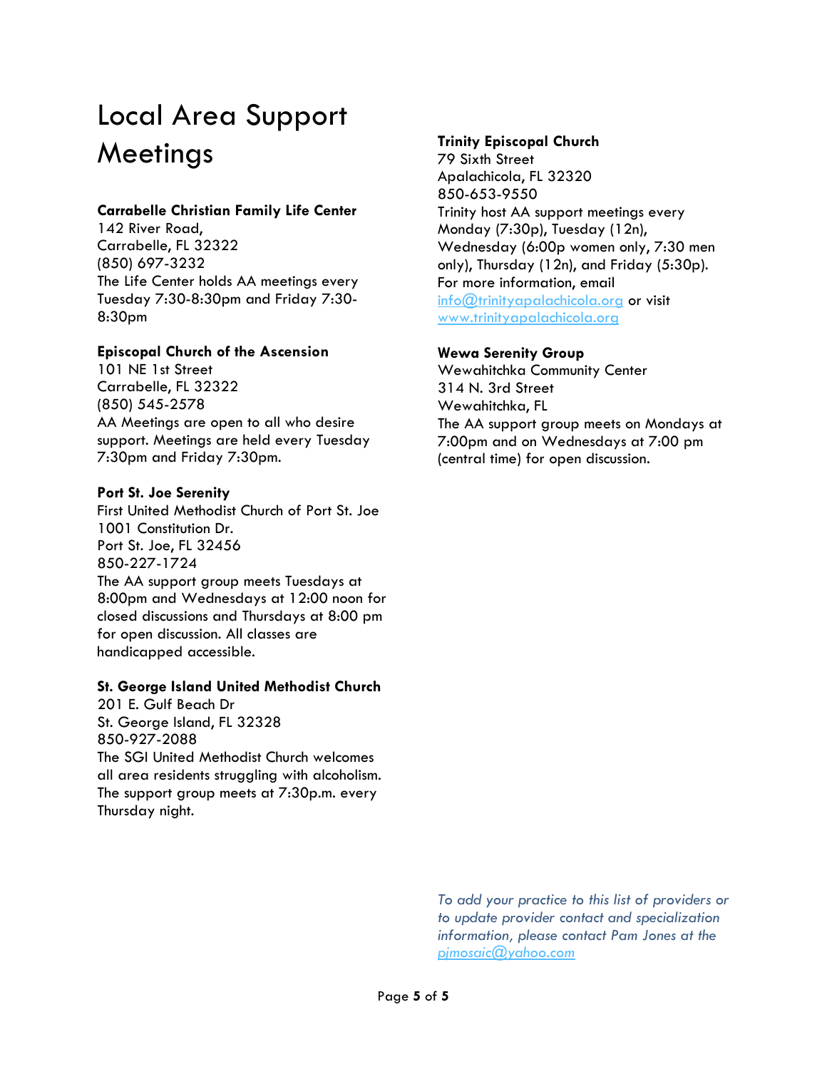# Local Area Support Meetings

**Carrabelle Christian Family Life Center**
142 River Road,
Carrabelle, FL 32322
(850) 697-3232
The Life Center holds AA meetings every Tuesday 7:30-8:30pm and Friday 7:30-8:30pm

**Episcopal Church of the Ascension**
101 NE 1st Street
Carrabelle, FL 32322
(850) 545-2578
AA Meetings are open to all who desire support. Meetings are held every Tuesday 7:30pm and Friday 7:30pm.

**Port St. Joe Serenity**
First United Methodist Church of Port St. Joe
1001 Constitution Dr.
Port St. Joe, FL 32456
850-227-1724
The AA support group meets Tuesdays at 8:00pm and Wednesdays at 12:00 noon for closed discussions and Thursdays at 8:00 pm for open discussion. All classes are handicapped accessible.

**St. George Island United Methodist Church**
201 E. Gulf Beach Dr
St. George Island, FL 32328
850-927-2088
The SGI United Methodist Church welcomes all area residents struggling with alcoholism. The support group meets at 7:30p.m. every Thursday night.

**Trinity Episcopal Church**
79 Sixth Street
Apalachicola, FL 32320
850-653-9550
Trinity host AA support meetings every Monday (7:30p), Tuesday (12n), Wednesday (6:00p women only, 7:30 men only), Thursday (12n), and Friday (5:30p). For more information, email info@trinityapalachicola.org or visit www.trinityapalachicola.org

**Wewa Serenity Group**
Wewahitchka Community Center
314 N. 3rd Street
Wewahitchka, FL
The AA support group meets on Mondays at 7:00pm and on Wednesdays at 7:00 pm (central time) for open discussion.

*To add your practice to this list of providers or to update provider contact and specialization information, please contact Pam Jones at the pjmosaic@yahoo.com*